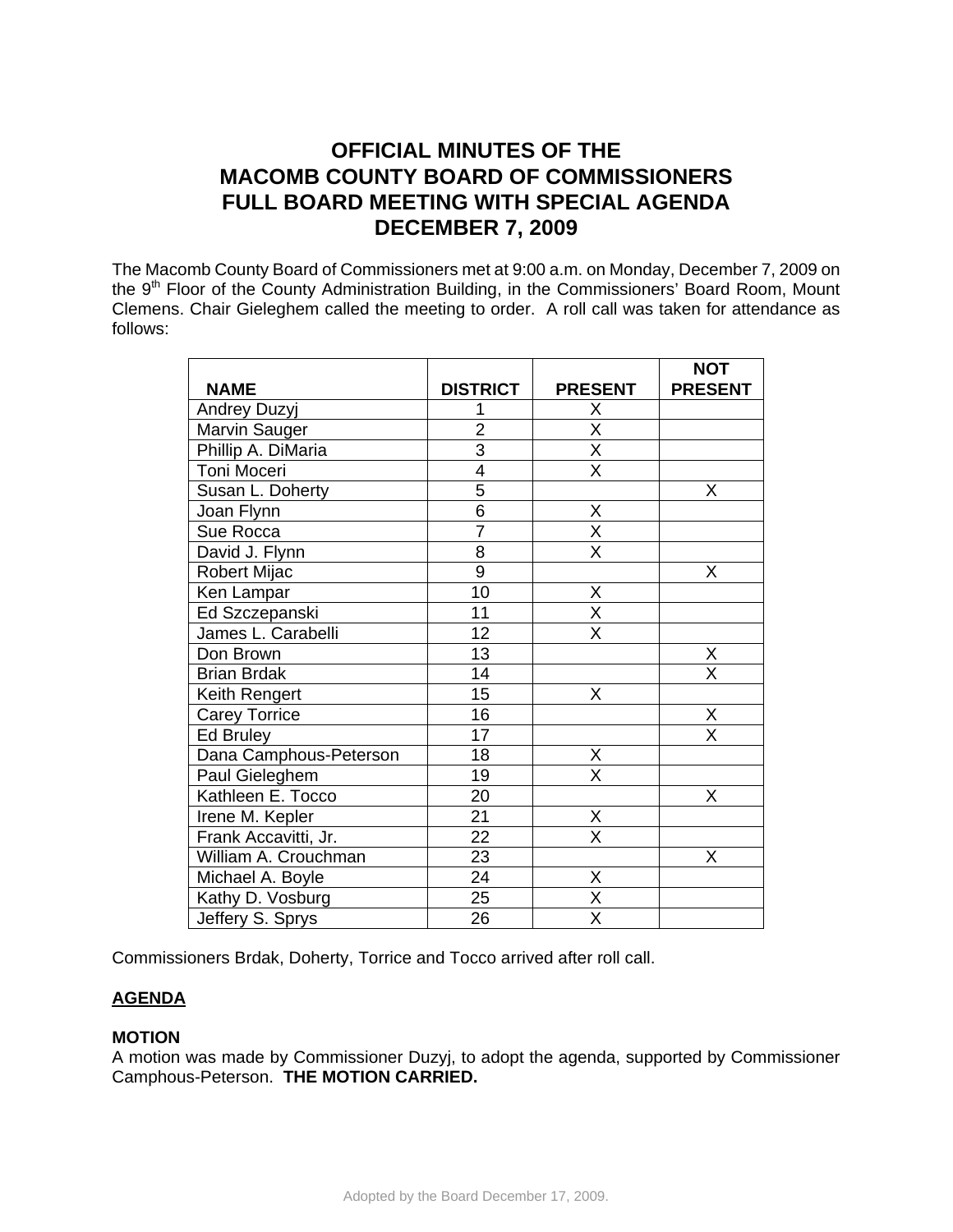# OFFICIAL MINUTES OF THE MACOMB COUNTY BOARD OF COMMISSIONERS FULL BOARD MEETING WITH SPECIAL AGENDA DECEMBER 7, 2009

The Macomb County Board of Commissioners met at 9:00 a.m. on Monday, December 7, 2009 on the 9th Floor of the County Administration Building, in the Commissioners' Board Room, Mount Clemens. Chair Gieleghem called the meeting to order. A roll call was taken for attendance as follows:

| NAME | DISTRICT | PRESENT | NOT PRESENT |
|---|---|---|---|
| Andrey Duzyj | 1 | X | |
| Marvin Sauger | 2 | X | |
| Phillip A. DiMaria | 3 | X | |
| Toni Moceri | 4 | X | |
| Susan L. Doherty | 5 | | X |
| Joan Flynn | 6 | X | |
| Sue Rocca | 7 | X | |
| David J. Flynn | 8 | X | |
| Robert Mijac | 9 | | X |
| Ken Lampar | 10 | X | |
| Ed Szczepanski | 11 | X | |
| James L. Carabelli | 12 | X | |
| Don Brown | 13 | | X |
| Brian Brdak | 14 | | X |
| Keith Rengert | 15 | X | |
| Carey Torrice | 16 | | X |
| Ed Bruley | 17 | | X |
| Dana Camphous-Peterson | 18 | X | |
| Paul Gieleghem | 19 | X | |
| Kathleen E. Tocco | 20 | | X |
| Irene M. Kepler | 21 | X | |
| Frank Accavitti, Jr. | 22 | X | |
| William A. Crouchman | 23 | | X |
| Michael A. Boyle | 24 | X | |
| Kathy D. Vosburg | 25 | X | |
| Jeffery S. Sprys | 26 | X | |

Commissioners Brdak, Doherty, Torrice and Tocco arrived after roll call.

**AGENDA**

**MOTION**
A motion was made by Commissioner Duzyj, to adopt the agenda, supported by Commissioner Camphous-Peterson. **THE MOTION CARRIED.**

Adopted by the Board December 17, 2009.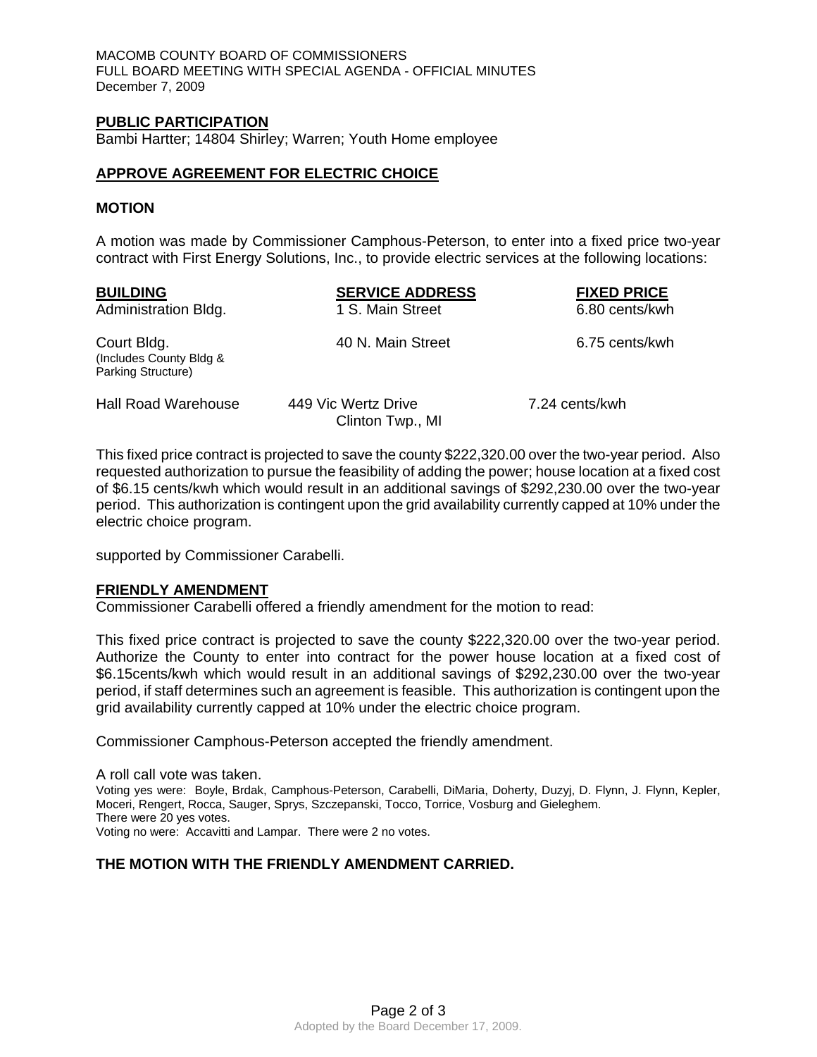PUBLIC PARTICIPATION

Bambi Hartter; 14804 Shirley; Warren; Youth Home employee

## APPROVE AGREEMENT FOR ELECTRIC CHOICE

### MOTION

A motion was made by Commissioner Camphous-Peterson, to enter into a fixed price two-year contract with First Energy Solutions, Inc., to provide electric services at the following locations:

| BUILDING | SERVICE ADDRESS | FIXED PRICE |
|---|---|---|
| Administration Bldg. | 1 S. Main Street | 6.80 cents/kwh |
| Court Bldg. (Includes County Bldg & Parking Structure) | 40 N. Main Street | 6.75 cents/kwh |
| Hall Road Warehouse | 449 Vic Wertz Drive Clinton Twp., MI | 7.24 cents/kwh |

This fixed price contract is projected to save the county $222,320.00 over the two-year period. Also requested authorization to pursue the feasibility of adding the power; house location at a fixed cost of $6.15 cents/kwh which would result in an additional savings of $292,230.00 over the two-year period. This authorization is contingent upon the grid availability currently capped at 10% under the electric choice program.

supported by Commissioner Carabelli.

### FRIENDLY AMENDMENT

Commissioner Carabelli offered a friendly amendment for the motion to read:

This fixed price contract is projected to save the county $222,320.00 over the two-year period. Authorize the County to enter into contract for the power house location at a fixed cost of $6.15cents/kwh which would result in an additional savings of $292,230.00 over the two-year period, if staff determines such an agreement is feasible. This authorization is contingent upon the grid availability currently capped at 10% under the electric choice program.

Commissioner Camphous-Peterson accepted the friendly amendment.

A roll call vote was taken.

Voting yes were: Boyle, Brdak, Camphous-Peterson, Carabelli, DiMaria, Doherty, Duzyj, D. Flynn, J. Flynn, Kepler, Moceri, Rengert, Rocca, Sauger, Sprys, Szczepanski, Tocco, Torrice, Vosburg and Gieleghem.

There were 20 yes votes.

Voting no were: Accavitti and Lampar. There were 2 no votes.

**THE MOTION WITH THE FRIENDLY AMENDMENT CARRIED.**

Adopted by the Board December 17, 2009.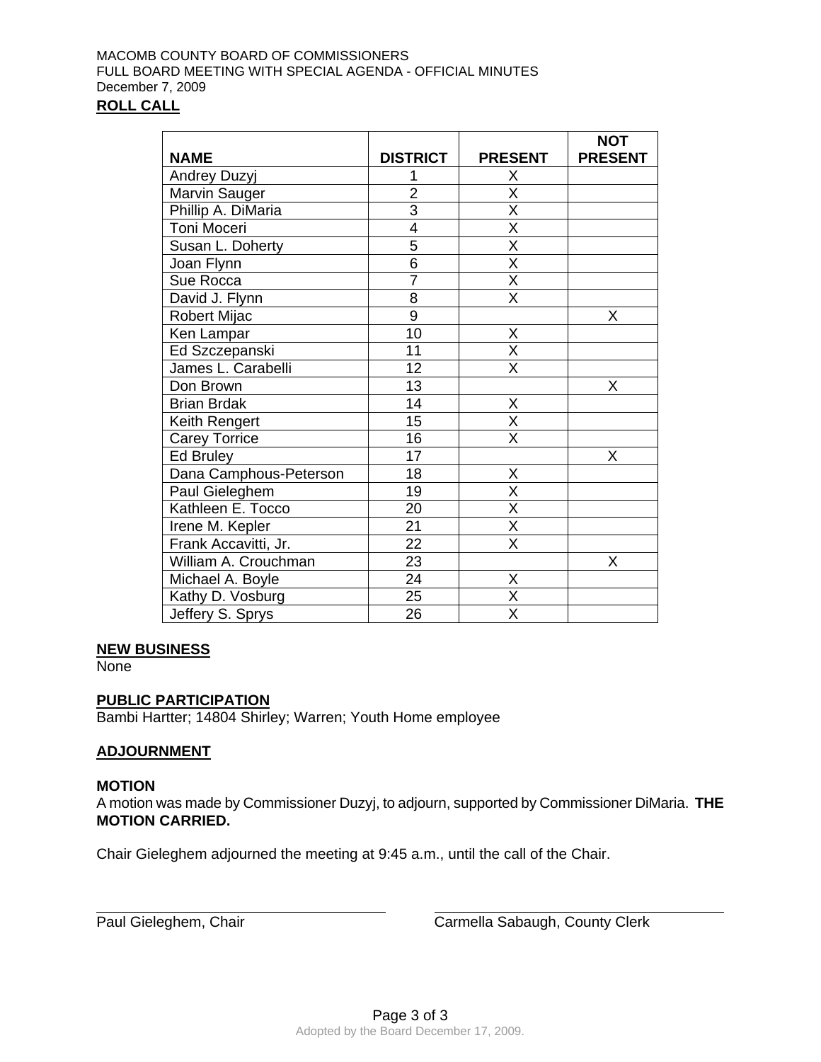MACOMB COUNTY BOARD OF COMMISSIONERS
FULL BOARD MEETING WITH SPECIAL AGENDA - OFFICIAL MINUTES
December 7, 2009

**ROLL CALL**

| NAME | DISTRICT | PRESENT | NOT PRESENT |
|---|---|---|---|
| Andrey Duzyj | 1 | X | |
| Marvin Sauger | 2 | X | |
| Phillip A. DiMaria | 3 | X | |
| Toni Moceri | 4 | X | |
| Susan L. Doherty | 5 | X | |
| Joan Flynn | 6 | X | |
| Sue Rocca | 7 | X | |
| David J. Flynn | 8 | X | |
| Robert Mijac | 9 | | X |
| Ken Lampar | 10 | X | |
| Ed Szczepanski | 11 | X | |
| James L. Carabelli | 12 | X | |
| Don Brown | 13 | | X |
| Brian Brdak | 14 | X | |
| Keith Rengert | 15 | X | |
| Carey Torrice | 16 | X | |
| Ed Bruley | 17 | | X |
| Dana Camphous-Peterson | 18 | X | |
| Paul Gieleghem | 19 | X | |
| Kathleen E. Tocco | 20 | X | |
| Irene M. Kepler | 21 | X | |
| Frank Accavitti, Jr. | 22 | X | |
| William A. Crouchman | 23 | | X |
| Michael A. Boyle | 24 | X | |
| Kathy D. Vosburg | 25 | X | |
| Jeffery S. Sprys | 26 | X | |

**NEW BUSINESS**

None

**PUBLIC PARTICIPATION**

Bambi Hartter; 14804 Shirley; Warren; Youth Home employee

**ADJOURNMENT**

**MOTION**

A motion was made by Commissioner Duzyj, to adjourn, supported by Commissioner DiMaria. **THE MOTION CARRIED.**

Chair Gieleghem adjourned the meeting at 9:45 a.m., until the call of the Chair.

Paul Gieleghem, Chair

Carmella Sabaugh, County Clerk

Adopted by the Board December 17, 2009.